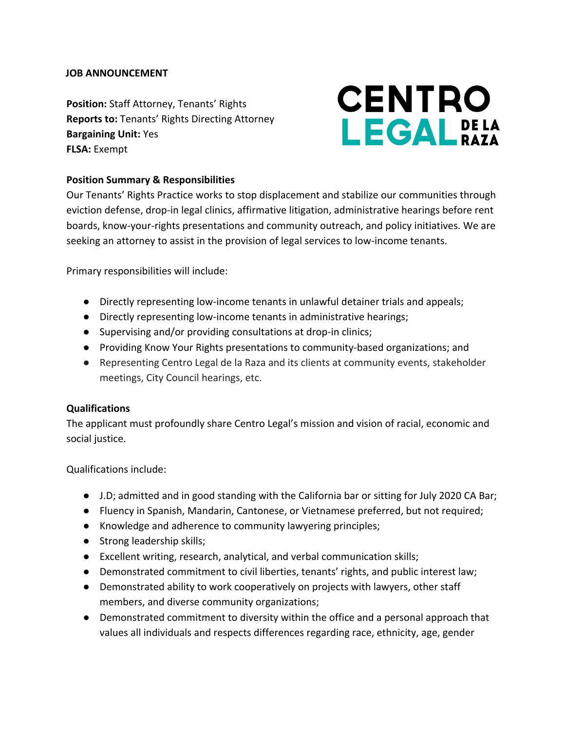**JOB ANNOUNCEMENT**

**Position:** Staff Attorney, Tenants' Rights
**Reports to:** Tenants' Rights Directing Attorney
**Bargaining Unit:** Yes
**FLSA:** Exempt

CENTRO LEGAL DE LA RAZA

**Position Summary & Responsibilities**

Our Tenants' Rights Practice works to stop displacement and stabilize our communities through eviction defense, drop-in legal clinics, affirmative litigation, administrative hearings before rent boards, know-your-rights presentations and community outreach, and policy initiatives. We are seeking an attorney to assist in the provision of legal services to low-income tenants.

Primary responsibilities will include:

- Directly representing low-income tenants in unlawful detainer trials and appeals;
- Directly representing low-income tenants in administrative hearings;
- Supervising and/or providing consultations at drop-in clinics;
- Providing Know Your Rights presentations to community-based organizations; and
- Representing Centro Legal de la Raza and its clients at community events, stakeholder meetings, City Council hearings, etc.

**Qualifications**

The applicant must profoundly share Centro Legal's mission and vision of racial, economic and social justice.

Qualifications include:

- J.D; admitted and in good standing with the California bar or sitting for July 2020 CA Bar;
- Fluency in Spanish, Mandarin, Cantonese, or Vietnamese preferred, but not required;
- Knowledge and adherence to community lawyering principles;
- Strong leadership skills;
- Excellent writing, research, analytical, and verbal communication skills;
- Demonstrated commitment to civil liberties, tenants' rights, and public interest law;
- Demonstrated ability to work cooperatively on projects with lawyers, other staff members, and diverse community organizations;
- Demonstrated commitment to diversity within the office and a personal approach that values all individuals and respects differences regarding race, ethnicity, age, gender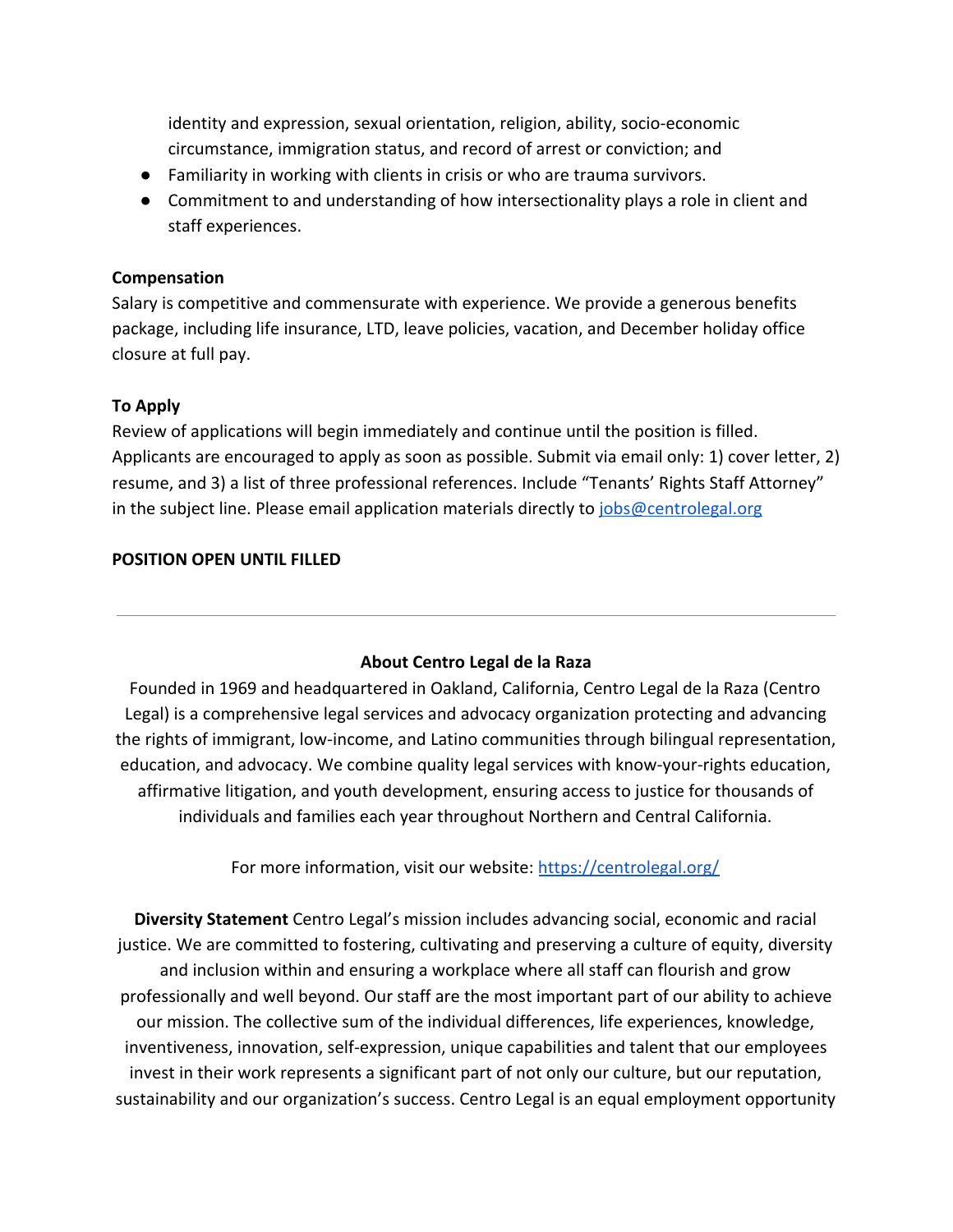identity and expression, sexual orientation, religion, ability, socio-economic circumstance, immigration status, and record of arrest or conviction; and

- Familiarity in working with clients in crisis or who are trauma survivors.
- Commitment to and understanding of how intersectionality plays a role in client and staff experiences.

**Compensation**

Salary is competitive and commensurate with experience. We provide a generous benefits package, including life insurance, LTD, leave policies, vacation, and December holiday office closure at full pay.

**To Apply**

Review of applications will begin immediately and continue until the position is filled. Applicants are encouraged to apply as soon as possible. Submit via email only: 1) cover letter, 2) resume, and 3) a list of three professional references. Include "Tenants' Rights Staff Attorney" in the subject line. Please email application materials directly to [jobs@centrolegal.org](mailto:jobs@centrolegal.org)

**POSITION OPEN UNTIL FILLED**

---

**About Centro Legal de la Raza**

Founded in 1969 and headquartered in Oakland, California, Centro Legal de la Raza (Centro Legal) is a comprehensive legal services and advocacy organization protecting and advancing the rights of immigrant, low-income, and Latino communities through bilingual representation, education, and advocacy. We combine quality legal services with know-your-rights education, affirmative litigation, and youth development, ensuring access to justice for thousands of individuals and families each year throughout Northern and Central California.

For more information, visit our website: [https://centrolegal.org/](https://centrolegal.org/)

**Diversity Statement** Centro Legal's mission includes advancing social, economic and racial justice. We are committed to fostering, cultivating and preserving a culture of equity, diversity and inclusion within and ensuring a workplace where all staff can flourish and grow professionally and well beyond. Our staff are the most important part of our ability to achieve our mission. The collective sum of the individual differences, life experiences, knowledge, inventiveness, innovation, self-expression, unique capabilities and talent that our employees invest in their work represents a significant part of not only our culture, but our reputation, sustainability and our organization's success. Centro Legal is an equal employment opportunity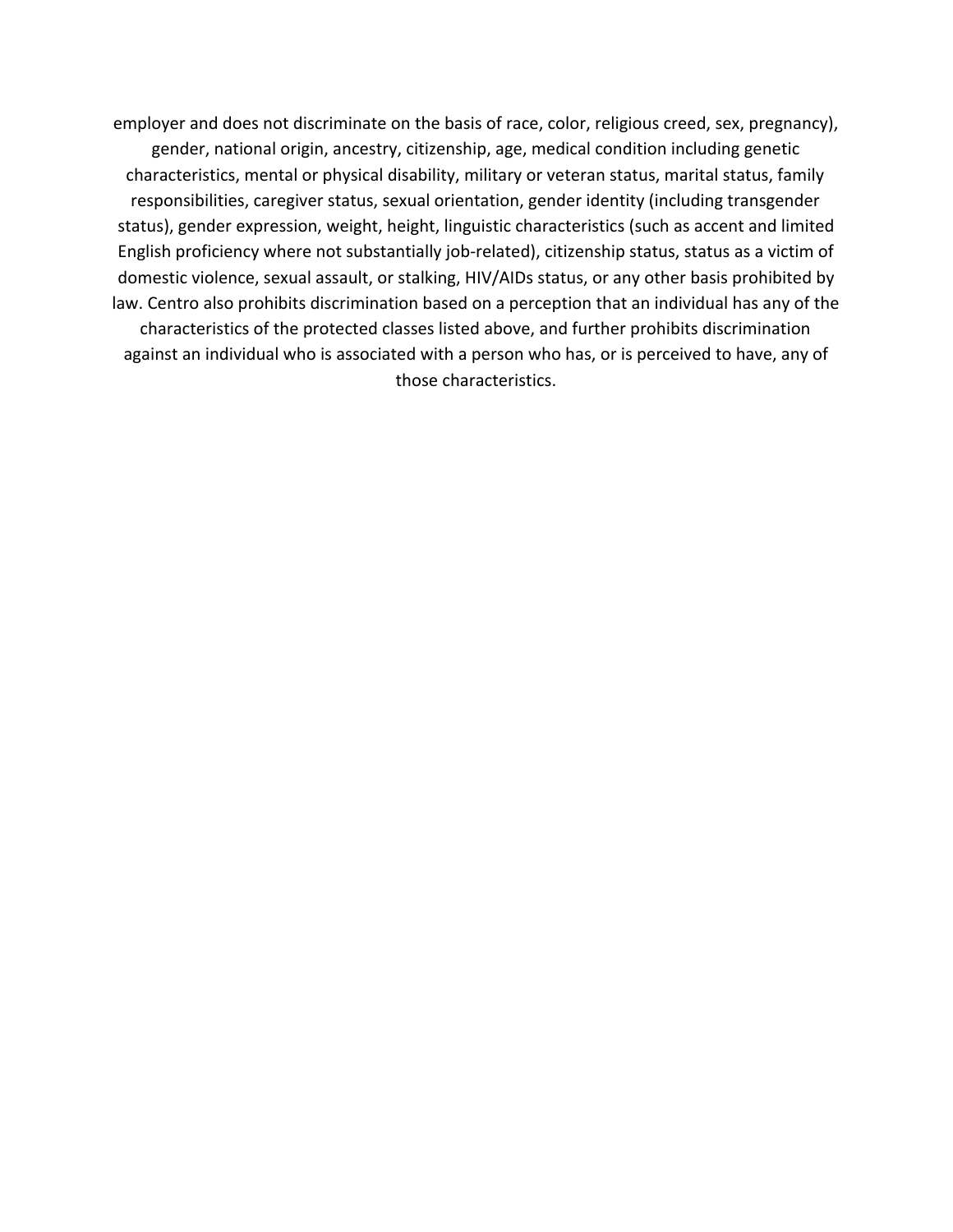employer and does not discriminate on the basis of race, color, religious creed, sex, pregnancy), gender, national origin, ancestry, citizenship, age, medical condition including genetic characteristics, mental or physical disability, military or veteran status, marital status, family responsibilities, caregiver status, sexual orientation, gender identity (including transgender status), gender expression, weight, height, linguistic characteristics (such as accent and limited English proficiency where not substantially job-related), citizenship status, status as a victim of domestic violence, sexual assault, or stalking, HIV/AIDs status, or any other basis prohibited by law. Centro also prohibits discrimination based on a perception that an individual has any of the characteristics of the protected classes listed above, and further prohibits discrimination against an individual who is associated with a person who has, or is perceived to have, any of those characteristics.